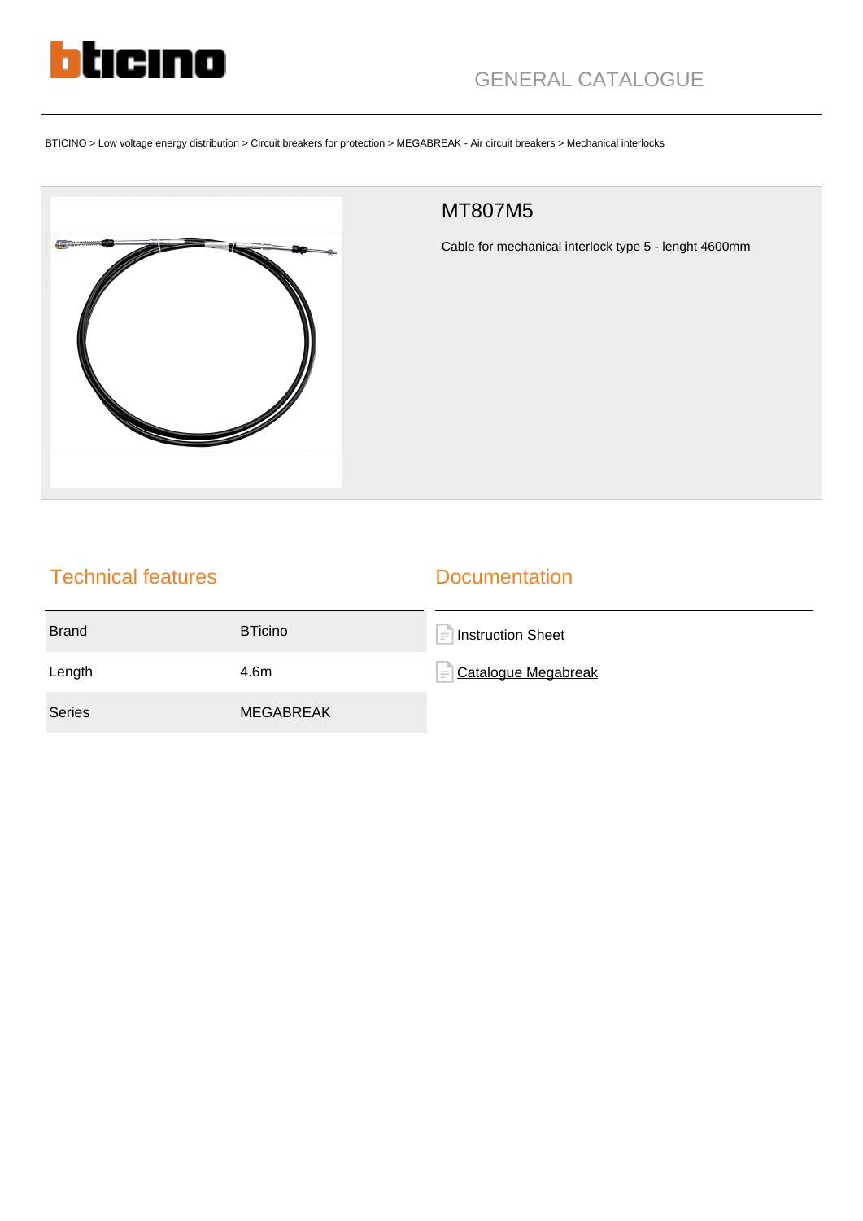GENERAL CATALOGUE

BTICINO > Low voltage energy distribution > Circuit breakers for protection > MEGABREAK - Air circuit breakers > Mechanical interlocks

# MT807M5

Cable for mechanical interlock type 5 - lenght 4600mm

## Technical features

| | |
|---|---|
| Brand | BTicino |
| Length | 4.6m |
| Series | MEGABREAK |

## Documentation

- Instruction Sheet
- Catalogue Megabreak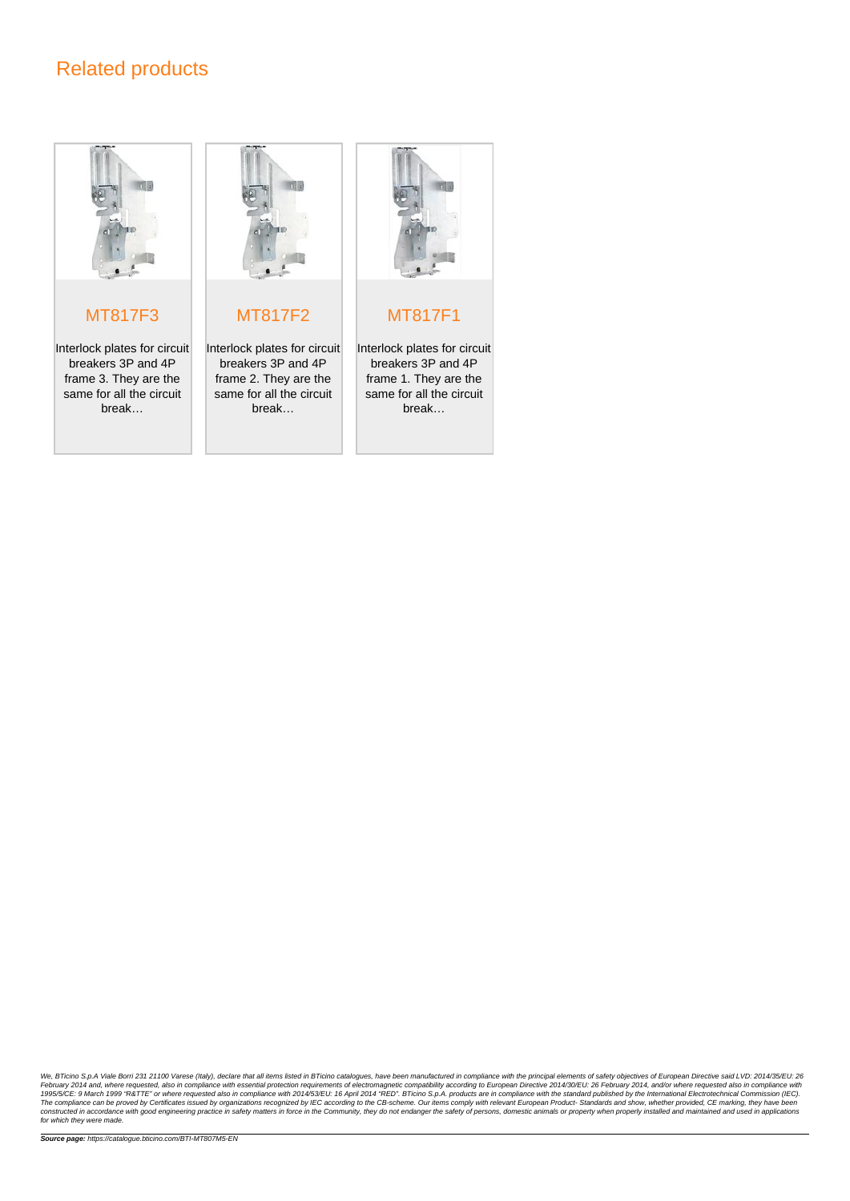## Related products

### MT817F3

Interlock plates for circuit breakers 3P and 4P frame 3. They are the same for all the circuit break…

### MT817F2

Interlock plates for circuit breakers 3P and 4P frame 2. They are the same for all the circuit break…

### MT817F1

Interlock plates for circuit breakers 3P and 4P frame 1. They are the same for all the circuit break…

*We, BTicino S.p.A Viale Borri 231 21100 Varese (Italy), declare that all items listed in BTicino catalogues, have been manufactured in compliance with the principal elements of safety objectives of European Directive said LVD: 2014/35/EU: 26 February 2014 and, where requested, also in compliance with essential protection requirements of electromagnetic compatibility according to European Directive 2014/30/EU: 26 February 2014, and/or where requested also in compliance with 1995/5/CE: 9 March 1999 "R&TTE" or where requested also in compliance with 2014/53/EU: 16 April 2014 "RED". BTicino S.p.A. products are in compliance with the standard published by the International Electrotechnical Commission (IEC). The compliance can be proved by Certificates issued by organizations recognized by IEC according to the CB-scheme. Our items comply with relevant European Product- Standards and show, whether provided, CE marking, they have been constructed in accordance with good engineering practice in safety matters in force in the Community, they do not endanger the safety of persons, domestic animals or property when properly installed and maintained and used in applications for which they were made.*

**Source page:** *https://catalogue.bticino.com/BTI-MT807M5-EN*